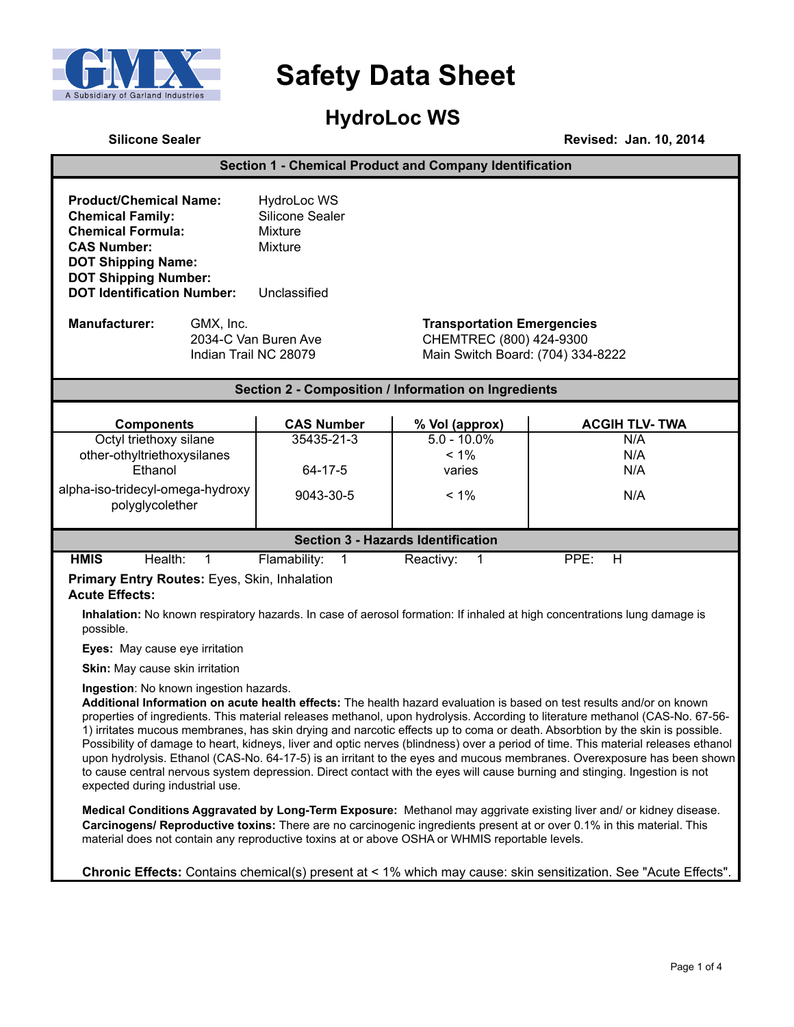GMX
A Subsidiary of Garland Industries

# Safety Data Sheet

## HydroLoc WS

**Silicone Sealer** **Revised: Jan. 10, 2014**

## Section 1 - Chemical Product and Company Identification

**Product/Chemical Name:** HydroLoc WS
**Chemical Family:** Silicone Sealer
**Chemical Formula:** Mixture
**CAS Number:** Mixture
**DOT Shipping Name:**
**DOT Shipping Number:**
**DOT Identification Number:** Unclassified

**Manufacturer:** GMX, Inc.
2034-C Van Buren Ave
Indian Trail NC 28079

**Transportation Emergencies**
CHEMTREC (800) 424-9300
Main Switch Board: (704) 334-8222

## Section 2 - Composition / Information on Ingredients

| Components | CAS Number | % Vol (approx) | ACGIH TLV- TWA |
|---|---|---|---|
| Octyl triethoxy silane | 35435-21-3 | 5.0 - 10.0% | N/A |
| other-othyltriethoxysilanes | | < 1% | N/A |
| Ethanol | 64-17-5 | varies | N/A |
| alpha-iso-tridecyl-omega-hydroxy polyglycolether | 9043-30-5 | < 1% | N/A |

## Section 3 - Hazards Identification

**HMIS** Health: 1 Flamability: 1 Reactivy: 1 PPE: H

**Primary Entry Routes:** Eyes, Skin, Inhalation

**Acute Effects:**

**Inhalation:** No known respiratory hazards. In case of aerosol formation: If inhaled at high concentrations lung damage is possible.

**Eyes:** May cause eye irritation

**Skin:** May cause skin irritation

**Ingestion**: No known ingestion hazards.

**Additional Information on acute health effects:** The health hazard evaluation is based on test results and/or on known properties of ingredients. This material releases methanol, upon hydrolysis. According to literature methanol (CAS-No. 67-56-1) irritates mucous membranes, has skin drying and narcotic effects up to coma or death. Absorbtion by the skin is possible. Possibility of damage to heart, kidneys, liver and optic nerves (blindness) over a period of time. This material releases ethanol upon hydrolysis. Ethanol (CAS-No. 64-17-5) is an irritant to the eyes and mucous membranes. Overexposure has been shown to cause central nervous system depression. Direct contact with the eyes will cause burning and stinging. Ingestion is not expected during industrial use.

**Medical Conditions Aggravated by Long-Term Exposure:** Methanol may aggrivate existing liver and/ or kidney disease.

**Carcinogens/ Reproductive toxins:** There are no carcinogenic ingredients present at or over 0.1% in this material. This material does not contain any reproductive toxins at or above OSHA or WHMIS reportable levels.

**Chronic Effects:** Contains chemical(s) present at < 1% which may cause: skin sensitization. See "Acute Effects".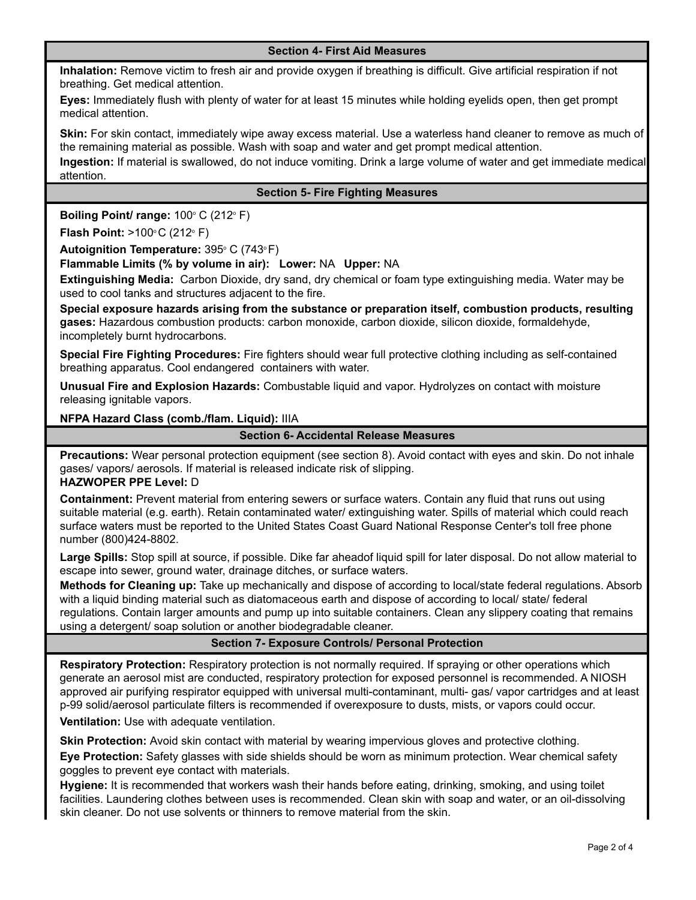## Section 4- First Aid Measures

**Inhalation:** Remove victim to fresh air and provide oxygen if breathing is difficult. Give artificial respiration if not breathing. Get medical attention.

**Eyes:** Immediately flush with plenty of water for at least 15 minutes while holding eyelids open, then get prompt medical attention.

**Skin:** For skin contact, immediately wipe away excess material. Use a waterless hand cleaner to remove as much of the remaining material as possible. Wash with soap and water and get prompt medical attention.

**Ingestion:** If material is swallowed, do not induce vomiting. Drink a large volume of water and get immediate medical attention.

## Section 5- Fire Fighting Measures

**Boiling Point/ range:** 100° C (212° F)

**Flash Point:** >100° C (212° F)

**Autoignition Temperature:** 395° C (743° F)

**Flammable Limits (% by volume in air): Lower:** NA **Upper:** NA

**Extinguishing Media:** Carbon Dioxide, dry sand, dry chemical or foam type extinguishing media. Water may be used to cool tanks and structures adjacent to the fire.

**Special exposure hazards arising from the substance or preparation itself, combustion products, resulting gases:** Hazardous combustion products: carbon monoxide, carbon dioxide, silicon dioxide, formaldehyde, incompletely burnt hydrocarbons.

**Special Fire Fighting Procedures:** Fire fighters should wear full protective clothing including as self-contained breathing apparatus. Cool endangered containers with water.

**Unusual Fire and Explosion Hazards:** Combustable liquid and vapor. Hydrolyzes on contact with moisture releasing ignitable vapors.

**NFPA Hazard Class (comb./flam. Liquid):** IIIA

## Section 6- Accidental Release Measures

**Precautions:** Wear personal protection equipment (see section 8). Avoid contact with eyes and skin. Do not inhale gases/ vapors/ aerosols. If material is released indicate risk of slipping.

**HAZWOPER PPE Level:** D

**Containment:** Prevent material from entering sewers or surface waters. Contain any fluid that runs out using suitable material (e.g. earth). Retain contaminated water/ extinguishing water. Spills of material which could reach surface waters must be reported to the United States Coast Guard National Response Center's toll free phone number (800)424-8802.

**Large Spills:** Stop spill at source, if possible. Dike far aheadof liquid spill for later disposal. Do not allow material to escape into sewer, ground water, drainage ditches, or surface waters.

**Methods for Cleaning up:** Take up mechanically and dispose of according to local/state federal regulations. Absorb with a liquid binding material such as diatomaceous earth and dispose of according to local/ state/ federal regulations. Contain larger amounts and pump up into suitable containers. Clean any slippery coating that remains using a detergent/ soap solution or another biodegradable cleaner.

## Section 7- Exposure Controls/ Personal Protection

**Respiratory Protection:** Respiratory protection is not normally required. If spraying or other operations which generate an aerosol mist are conducted, respiratory protection for exposed personnel is recommended. A NIOSH approved air purifying respirator equipped with universal multi-contaminant, multi- gas/ vapor cartridges and at least p-99 solid/aerosol particulate filters is recommended if overexposure to dusts, mists, or vapors could occur.

**Ventilation:** Use with adequate ventilation.

**Skin Protection:** Avoid skin contact with material by wearing impervious gloves and protective clothing.

**Eye Protection:** Safety glasses with side shields should be worn as minimum protection. Wear chemical safety goggles to prevent eye contact with materials.

**Hygiene:** It is recommended that workers wash their hands before eating, drinking, smoking, and using toilet facilities. Laundering clothes between uses is recommended. Clean skin with soap and water, or an oil-dissolving skin cleaner. Do not use solvents or thinners to remove material from the skin.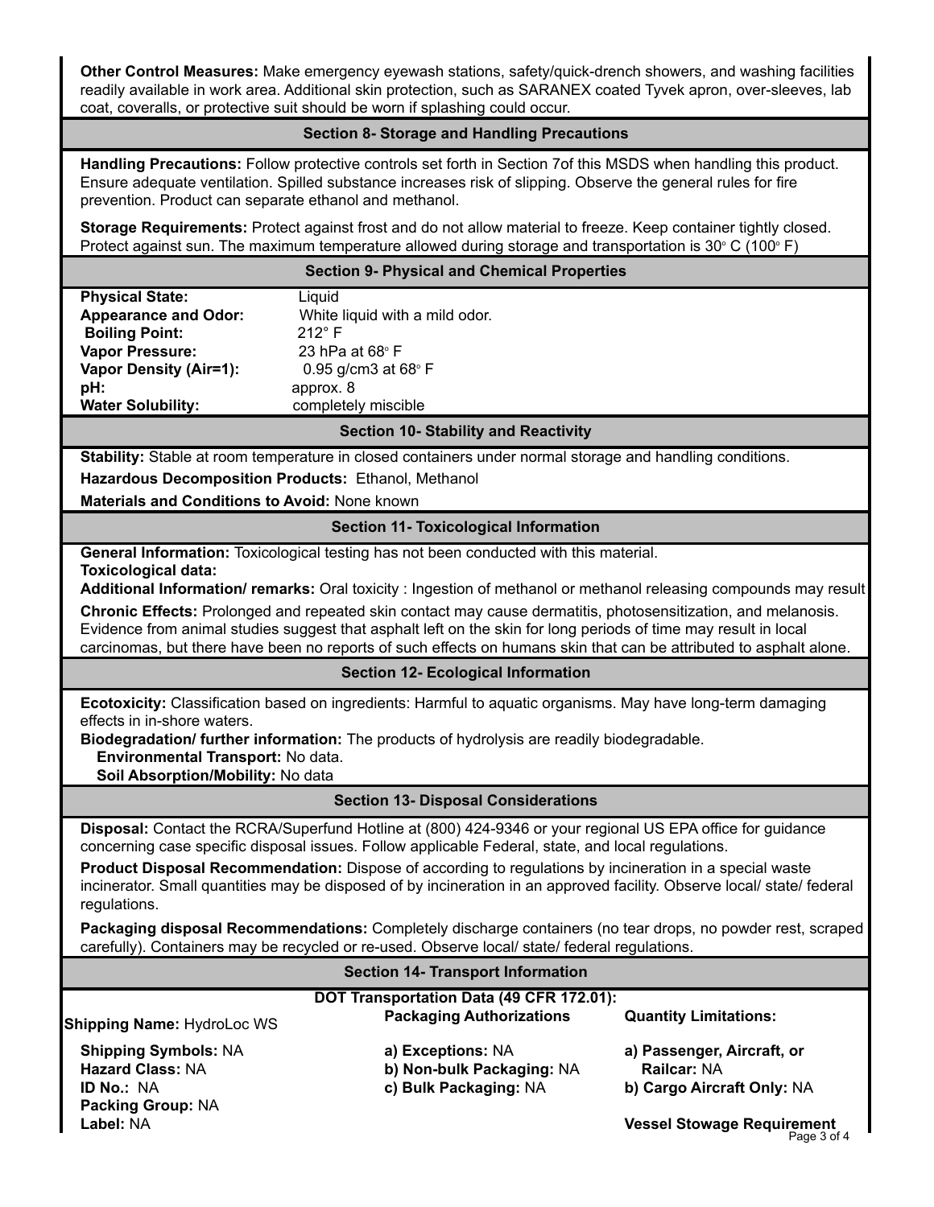**Other Control Measures:** Make emergency eyewash stations, safety/quick-drench showers, and washing facilities readily available in work area. Additional skin protection, such as SARANEX coated Tyvek apron, over-sleeves, lab coat, coveralls, or protective suit should be worn if splashing could occur.

## Section 8- Storage and Handling Precautions

**Handling Precautions:** Follow protective controls set forth in Section 7of this MSDS when handling this product. Ensure adequate ventilation. Spilled substance increases risk of slipping. Observe the general rules for fire prevention. Product can separate ethanol and methanol.

**Storage Requirements:** Protect against frost and do not allow material to freeze. Keep container tightly closed. Protect against sun. The maximum temperature allowed during storage and transportation is 30° C (100° F)

## Section 9- Physical and Chemical Properties

| | |
|---|---|
| **Physical State:** | Liquid |
| **Appearance and Odor:** | White liquid with a mild odor. |
| **Boiling Point:** | 212° F |
| **Vapor Pressure:** | 23 hPa at 68° F |
| **Vapor Density (Air=1):** | 0.95 g/cm3 at 68° F |
| **pH:** | approx. 8 |
| **Water Solubility:** | completely miscible |

## Section 10- Stability and Reactivity

**Stability:** Stable at room temperature in closed containers under normal storage and handling conditions.

**Hazardous Decomposition Products:** Ethanol, Methanol

**Materials and Conditions to Avoid:** None known

## Section 11- Toxicological Information

**General Information:** Toxicological testing has not been conducted with this material.
**Toxicological data:**
**Additional Information/ remarks:** Oral toxicity : Ingestion of methanol or methanol releasing compounds may result

**Chronic Effects:** Prolonged and repeated skin contact may cause dermatitis, photosensitization, and melanosis. Evidence from animal studies suggest that asphalt left on the skin for long periods of time may result in local carcinomas, but there have been no reports of such effects on humans skin that can be attributed to asphalt alone.

## Section 12- Ecological Information

**Ecotoxicity:** Classification based on ingredients: Harmful to aquatic organisms. May have long-term damaging effects in in-shore waters.
**Biodegradation/ further information:** The products of hydrolysis are readily biodegradable.
**Environmental Transport:** No data.
**Soil Absorption/Mobility:** No data

## Section 13- Disposal Considerations

**Disposal:** Contact the RCRA/Superfund Hotline at (800) 424-9346 or your regional US EPA office for guidance concerning case specific disposal issues. Follow applicable Federal, state, and local regulations.

**Product Disposal Recommendation:** Dispose of according to regulations by incineration in a special waste incinerator. Small quantities may be disposed of by incineration in an approved facility. Observe local/ state/ federal regulations.

**Packaging disposal Recommendations:** Completely discharge containers (no tear drops, no powder rest, scraped carefully). Containers may be recycled or re-used. Observe local/ state/ federal regulations.

## Section 14- Transport Information

**DOT Transportation Data (49 CFR 172.01):**

| **Shipping Name:** HydroLoc WS | **Packaging Authorizations** | **Quantity Limitations:** |
|---|---|---|
| **Shipping Symbols:** NA | **a) Exceptions:** NA | **a) Passenger, Aircraft, or Railcar:** NA |
| **Hazard Class:** NA | **b) Non-bulk Packaging:** NA | **b) Cargo Aircraft Only:** NA |
| **ID No.:** NA | **c) Bulk Packaging:** NA | |
| **Packing Group:** NA | | |
| **Label:** NA | | **Vessel Stowage Requirement** |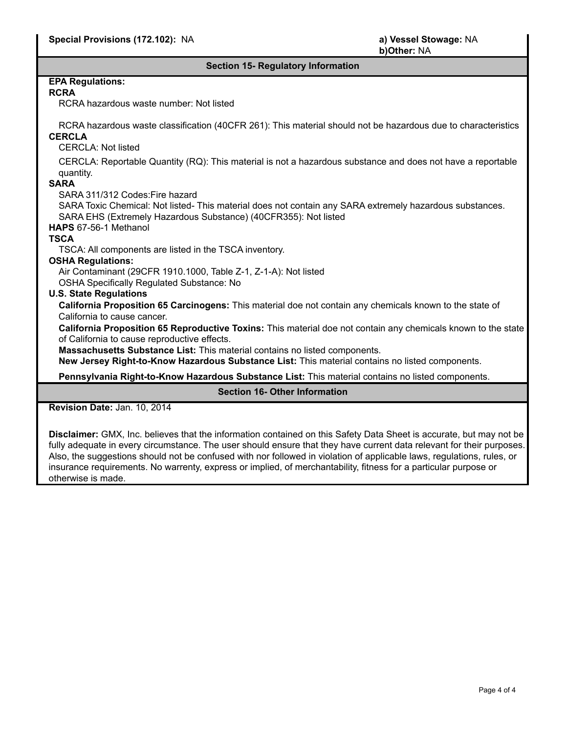**Special Provisions (172.102):** NA

**a) Vessel Stowage:** NA
**b)Other:** NA

## Section 15- Regulatory Information

**EPA Regulations:**

**RCRA**

RCRA hazardous waste number: Not listed

RCRA hazardous waste classification (40CFR 261): This material should not be hazardous due to characteristics

**CERCLA**

CERCLA: Not listed

CERCLA: Reportable Quantity (RQ): This material is not a hazardous substance and does not have a reportable quantity.

**SARA**

SARA 311/312 Codes:Fire hazard
SARA Toxic Chemical: Not listed- This material does not contain any SARA extremely hazardous substances.
SARA EHS (Extremely Hazardous Substance) (40CFR355): Not listed

**HAPS** 67-56-1 Methanol

**TSCA**

TSCA: All components are listed in the TSCA inventory.

**OSHA Regulations:**

Air Contaminant (29CFR 1910.1000, Table Z-1, Z-1-A): Not listed
OSHA Specifically Regulated Substance: No

**U.S. State Regulations**

**California Proposition 65 Carcinogens:** This material doe not contain any chemicals known to the state of California to cause cancer.

**California Proposition 65 Reproductive Toxins:** This material doe not contain any chemicals known to the state of California to cause reproductive effects.

**Massachusetts Substance List:** This material contains no listed components.

**New Jersey Right-to-Know Hazardous Substance List:** This material contains no listed components.

**Pennsylvania Right-to-Know Hazardous Substance List:** This material contains no listed components.

## Section 16- Other Information

**Revision Date:** Jan. 10, 2014

**Disclaimer:** GMX, Inc. believes that the information contained on this Safety Data Sheet is accurate, but may not be fully adequate in every circumstance. The user should ensure that they have current data relevant for their purposes. Also, the suggestions should not be confused with nor followed in violation of applicable laws, regulations, rules, or insurance requirements. No warrenty, express or implied, of merchantability, fitness for a particular purpose or otherwise is made.